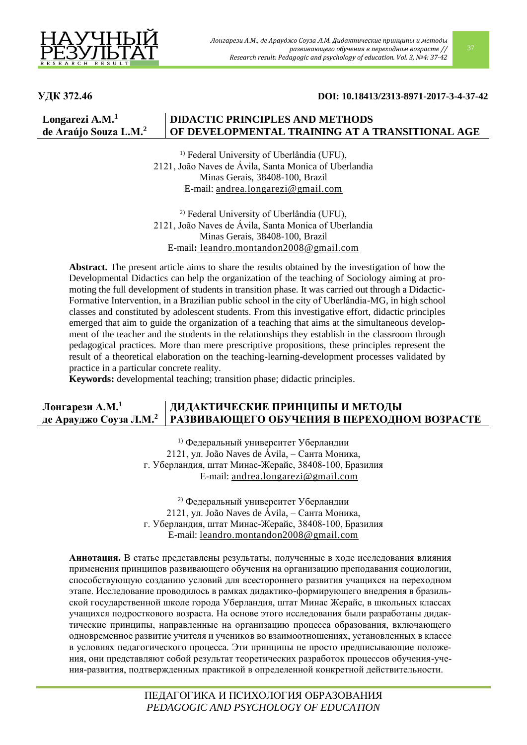**УДК 372.46** **DOI: 10.18413/2313-8971-2017-3-4-37-42**

**Longarezi A.M.**[1]
**de Araújo Souza L.M.**[2]

# DIDACTIC PRINCIPLES AND METHODS OF DEVELOPMENTAL TRAINING AT A TRANSITIONAL AGE

[1] Federal University of Uberlândia (UFU),
2121, João Naves de Ávila, Santa Monica of Uberlandia
Minas Gerais, 38408-100, Brazil
E-mail: andrea.longarezi@gmail.com

[2] Federal University of Uberlândia (UFU),
2121, João Naves de Ávila, Santa Monica of Uberlandia
Minas Gerais, 38408-100, Brazil
E-mail: leandro.montandon2008@gmail.com

**Abstract.** The present article aims to share the results obtained by the investigation of how the Developmental Didactics can help the organization of the teaching of Sociology aiming at promoting the full development of students in transition phase. It was carried out through a Didactic-Formative Intervention, in a Brazilian public school in the city of Uberlândia-MG, in high school classes and constituted by adolescent students. From this investigative effort, didactic principles emerged that aim to guide the organization of a teaching that aims at the simultaneous development of the teacher and the students in the relationships they establish in the classroom through pedagogical practices. More than mere prescriptive propositions, these principles represent the result of a theoretical elaboration on the teaching-learning-development processes validated by practice in a particular concrete reality.

**Keywords:** developmental teaching; transition phase; didactic principles.

**Лонгарези А.М.**[1]
**де Араууджо Соуза Л.М.**[2]

# ДИДАКТИЧЕСКИЕ ПРИНЦИПЫ И МЕТОДЫ РАЗВИВАЮЩЕГО ОБУЧЕНИЯ В ПЕРЕХОДНОМ ВОЗРАСТЕ

[1] Федеральный университет Уберландии
2121, ул. João Naves de Ávila, – Санта Моника,
г. Уберландия, штат Минас-Жерайс, 38408-100, Бразилия
E-mail: andrea.longarezi@gmail.com

[2] Федеральный университет Уберландии
2121, ул. João Naves de Ávila, – Санта Моника,
г. Уберландия, штат Минас-Жерайс, 38408-100, Бразилия
E-mail: leandro.montandon2008@gmail.com

**Аннотация.** В статье представлены результаты, полученные в ходе исследования влияния применения принципов развивающего обучения на организацию преподавания социологии, способствующую созданию условий для всестороннего развития учащихся на переходном этапе. Исследование проводилось в рамках дидактико-формирующего внедрения в бразильской государственной школе города Уберландия, штат Минас Жерайс, в школьных классах учащихся подросткового возраста. На основе этого исследования были разработаны дидактические принципы, направленные на организацию процесса образования, включающего одновременное развитие учителя и учеников во взаимоотношениях, установленных в классе в условиях педагогического процесса. Эти принципы не просто предписывающие положения, они представляют собой результат теоретических разработок процессов обучения-учения-развития, подтвержденных практикой в определенной конкретной действительности.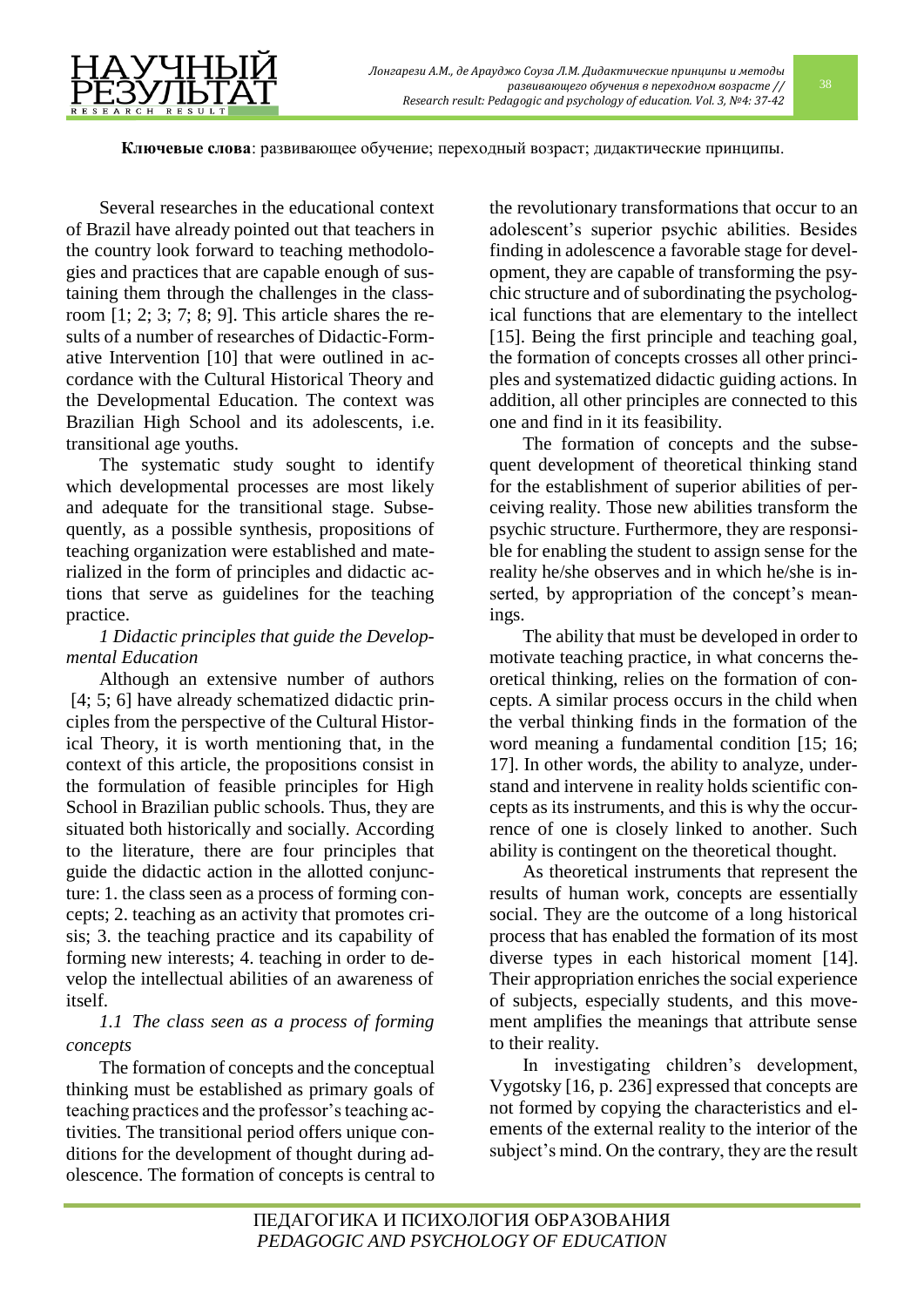**Ключевые слова**: развивающее обучение; переходный возраст; дидактические принципы.

Several researches in the educational context of Brazil have already pointed out that teachers in the country look forward to teaching methodologies and practices that are capable enough of sustaining them through the challenges in the classroom [1; 2; 3; 7; 8; 9]. This article shares the results of a number of researches of Didactic-Formative Intervention [10] that were outlined in accordance with the Cultural Historical Theory and the Developmental Education. The context was Brazilian High School and its adolescents, i.e. transitional age youths.

The systematic study sought to identify which developmental processes are most likely and adequate for the transitional stage. Subsequently, as a possible synthesis, propositions of teaching organization were established and materialized in the form of principles and didactic actions that serve as guidelines for the teaching practice.

*1 Didactic principles that guide the Developmental Education*

Although an extensive number of authors [4; 5; 6] have already schematized didactic principles from the perspective of the Cultural Historical Theory, it is worth mentioning that, in the context of this article, the propositions consist in the formulation of feasible principles for High School in Brazilian public schools. Thus, they are situated both historically and socially. According to the literature, there are four principles that guide the didactic action in the allotted conjuncture: 1. the class seen as a process of forming concepts; 2. teaching as an activity that promotes crisis; 3. the teaching practice and its capability of forming new interests; 4. teaching in order to develop the intellectual abilities of an awareness of itself.

*1.1 The class seen as a process of forming concepts*

The formation of concepts and the conceptual thinking must be established as primary goals of teaching practices and the professor's teaching activities. The transitional period offers unique conditions for the development of thought during adolescence. The formation of concepts is central to the revolutionary transformations that occur to an adolescent's superior psychic abilities. Besides finding in adolescence a favorable stage for development, they are capable of transforming the psychic structure and of subordinating the psychological functions that are elementary to the intellect [15]. Being the first principle and teaching goal, the formation of concepts crosses all other principles and systematized didactic guiding actions. In addition, all other principles are connected to this one and find in it its feasibility.

The formation of concepts and the subsequent development of theoretical thinking stand for the establishment of superior abilities of perceiving reality. Those new abilities transform the psychic structure. Furthermore, they are responsible for enabling the student to assign sense for the reality he/she observes and in which he/she is inserted, by appropriation of the concept's meanings.

The ability that must be developed in order to motivate teaching practice, in what concerns theoretical thinking, relies on the formation of concepts. A similar process occurs in the child when the verbal thinking finds in the formation of the word meaning a fundamental condition [15; 16; 17]. In other words, the ability to analyze, understand and intervene in reality holds scientific concepts as its instruments, and this is why the occurrence of one is closely linked to another. Such ability is contingent on the theoretical thought.

As theoretical instruments that represent the results of human work, concepts are essentially social. They are the outcome of a long historical process that has enabled the formation of its most diverse types in each historical moment [14]. Their appropriation enriches the social experience of subjects, especially students, and this movement amplifies the meanings that attribute sense to their reality.

In investigating children's development, Vygotsky [16, p. 236] expressed that concepts are not formed by copying the characteristics and elements of the external reality to the interior of the subject's mind. On the contrary, they are the result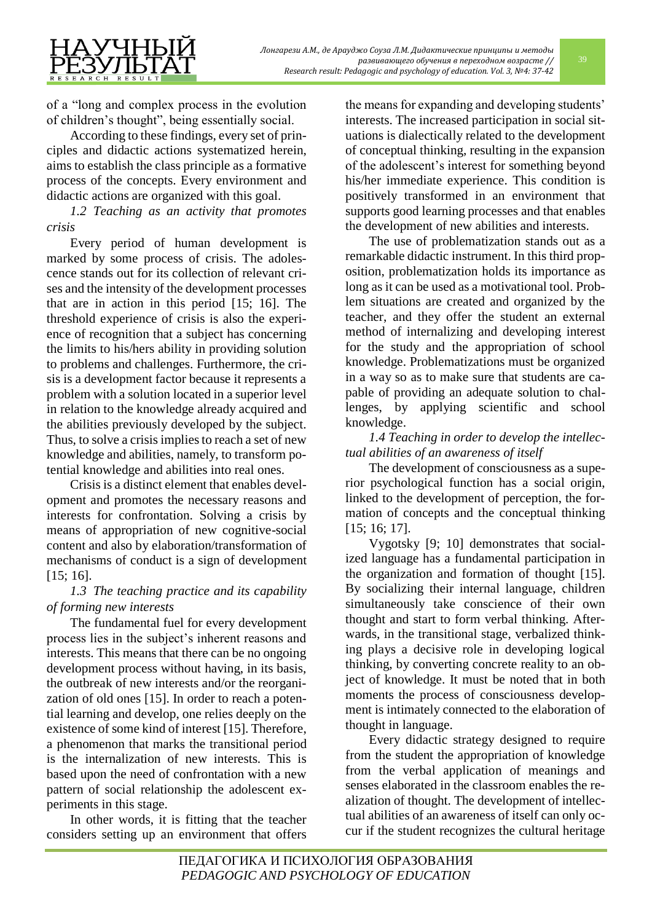of a “long and complex process in the evolution of children’s thought”, being essentially social.

According to these findings, every set of principles and didactic actions systematized herein, aims to establish the class principle as a formative process of the concepts. Every environment and didactic actions are organized with this goal.

*1.2 Teaching as an activity that promotes crisis*

Every period of human development is marked by some process of crisis. The adolescence stands out for its collection of relevant crises and the intensity of the development processes that are in action in this period [15; 16]. The threshold experience of crisis is also the experience of recognition that a subject has concerning the limits to his/hers ability in providing solution to problems and challenges. Furthermore, the crisis is a development factor because it represents a problem with a solution located in a superior level in relation to the knowledge already acquired and the abilities previously developed by the subject. Thus, to solve a crisis implies to reach a set of new knowledge and abilities, namely, to transform potential knowledge and abilities into real ones.

Crisis is a distinct element that enables development and promotes the necessary reasons and interests for confrontation. Solving a crisis by means of appropriation of new cognitive-social content and also by elaboration/transformation of mechanisms of conduct is a sign of development [15; 16].

*1.3 The teaching practice and its capability of forming new interests*

The fundamental fuel for every development process lies in the subject’s inherent reasons and interests. This means that there can be no ongoing development process without having, in its basis, the outbreak of new interests and/or the reorganization of old ones [15]. In order to reach a potential learning and develop, one relies deeply on the existence of some kind of interest [15]. Therefore, a phenomenon that marks the transitional period is the internalization of new interests. This is based upon the need of confrontation with a new pattern of social relationship the adolescent experiments in this stage.

In other words, it is fitting that the teacher considers setting up an environment that offers the means for expanding and developing students’ interests. The increased participation in social situations is dialectically related to the development of conceptual thinking, resulting in the expansion of the adolescent’s interest for something beyond his/her immediate experience. This condition is positively transformed in an environment that supports good learning processes and that enables the development of new abilities and interests.

The use of problematization stands out as a remarkable didactic instrument. In this third proposition, problematization holds its importance as long as it can be used as a motivational tool. Problem situations are created and organized by the teacher, and they offer the student an external method of internalizing and developing interest for the study and the appropriation of school knowledge. Problematizations must be organized in a way so as to make sure that students are capable of providing an adequate solution to challenges, by applying scientific and school knowledge.

*1.4 Teaching in order to develop the intellectual abilities of an awareness of itself*

The development of consciousness as a superior psychological function has a social origin, linked to the development of perception, the formation of concepts and the conceptual thinking [15; 16; 17].

Vygotsky [9; 10] demonstrates that socialized language has a fundamental participation in the organization and formation of thought [15]. By socializing their internal language, children simultaneously take conscience of their own thought and start to form verbal thinking. Afterwards, in the transitional stage, verbalized thinking plays a decisive role in developing logical thinking, by converting concrete reality to an object of knowledge. It must be noted that in both moments the process of consciousness development is intimately connected to the elaboration of thought in language.

Every didactic strategy designed to require from the student the appropriation of knowledge from the verbal application of meanings and senses elaborated in the classroom enables the realization of thought. The development of intellectual abilities of an awareness of itself can only occur if the student recognizes the cultural heritage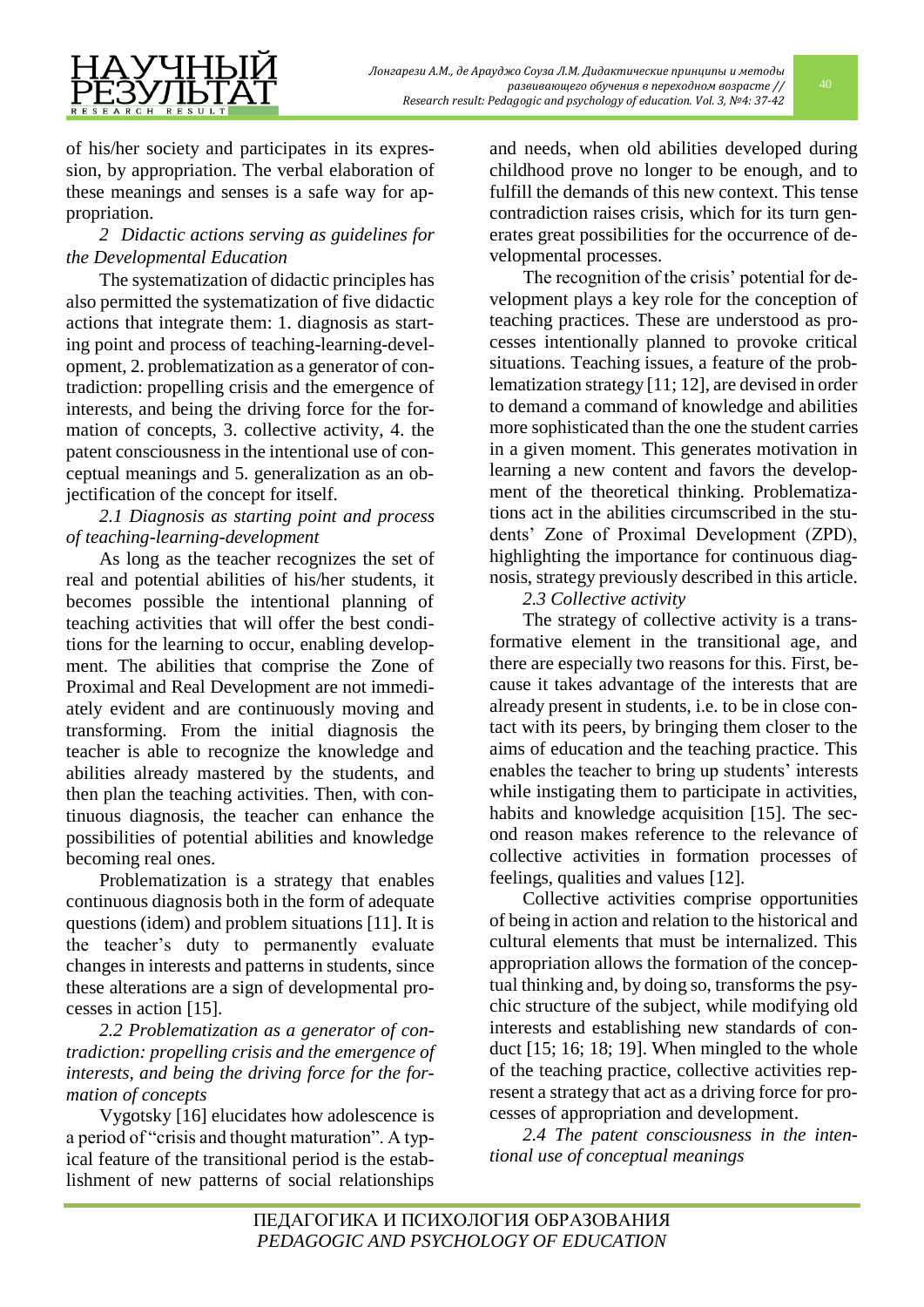of his/her society and participates in its expression, by appropriation. The verbal elaboration of these meanings and senses is a safe way for appropriation.

### *2 Didactic actions serving as guidelines for the Developmental Education*

The systematization of didactic principles has also permitted the systematization of five didactic actions that integrate them: 1. diagnosis as starting point and process of teaching-learning-development, 2. problematization as a generator of contradiction: propelling crisis and the emergence of interests, and being the driving force for the formation of concepts, 3. collective activity, 4. the patent consciousness in the intentional use of conceptual meanings and 5. generalization as an objectification of the concept for itself.

### *2.1 Diagnosis as starting point and process of teaching-learning-development*

As long as the teacher recognizes the set of real and potential abilities of his/her students, it becomes possible the intentional planning of teaching activities that will offer the best conditions for the learning to occur, enabling development. The abilities that comprise the Zone of Proximal and Real Development are not immediately evident and are continuously moving and transforming. From the initial diagnosis the teacher is able to recognize the knowledge and abilities already mastered by the students, and then plan the teaching activities. Then, with continuous diagnosis, the teacher can enhance the possibilities of potential abilities and knowledge becoming real ones.

Problematization is a strategy that enables continuous diagnosis both in the form of adequate questions (idem) and problem situations [11]. It is the teacher's duty to permanently evaluate changes in interests and patterns in students, since these alterations are a sign of developmental processes in action [15].

### *2.2 Problematization as a generator of contradiction: propelling crisis and the emergence of interests, and being the driving force for the formation of concepts*

Vygotsky [16] elucidates how adolescence is a period of "crisis and thought maturation". A typical feature of the transitional period is the establishment of new patterns of social relationships and needs, when old abilities developed during childhood prove no longer to be enough, and to fulfill the demands of this new context. This tense contradiction raises crisis, which for its turn generates great possibilities for the occurrence of developmental processes.

The recognition of the crisis' potential for development plays a key role for the conception of teaching practices. These are understood as processes intentionally planned to provoke critical situations. Teaching issues, a feature of the problematization strategy [11; 12], are devised in order to demand a command of knowledge and abilities more sophisticated than the one the student carries in a given moment. This generates motivation in learning a new content and favors the development of the theoretical thinking. Problematizations act in the abilities circumscribed in the students' Zone of Proximal Development (ZPD), highlighting the importance for continuous diagnosis, strategy previously described in this article.

### *2.3 Collective activity*

The strategy of collective activity is a transformative element in the transitional age, and there are especially two reasons for this. First, because it takes advantage of the interests that are already present in students, i.e. to be in close contact with its peers, by bringing them closer to the aims of education and the teaching practice. This enables the teacher to bring up students' interests while instigating them to participate in activities, habits and knowledge acquisition [15]. The second reason makes reference to the relevance of collective activities in formation processes of feelings, qualities and values [12].

Collective activities comprise opportunities of being in action and relation to the historical and cultural elements that must be internalized. This appropriation allows the formation of the conceptual thinking and, by doing so, transforms the psychic structure of the subject, while modifying old interests and establishing new standards of conduct [15; 16; 18; 19]. When mingled to the whole of the teaching practice, collective activities represent a strategy that act as a driving force for processes of appropriation and development.

### *2.4 The patent consciousness in the intentional use of conceptual meanings*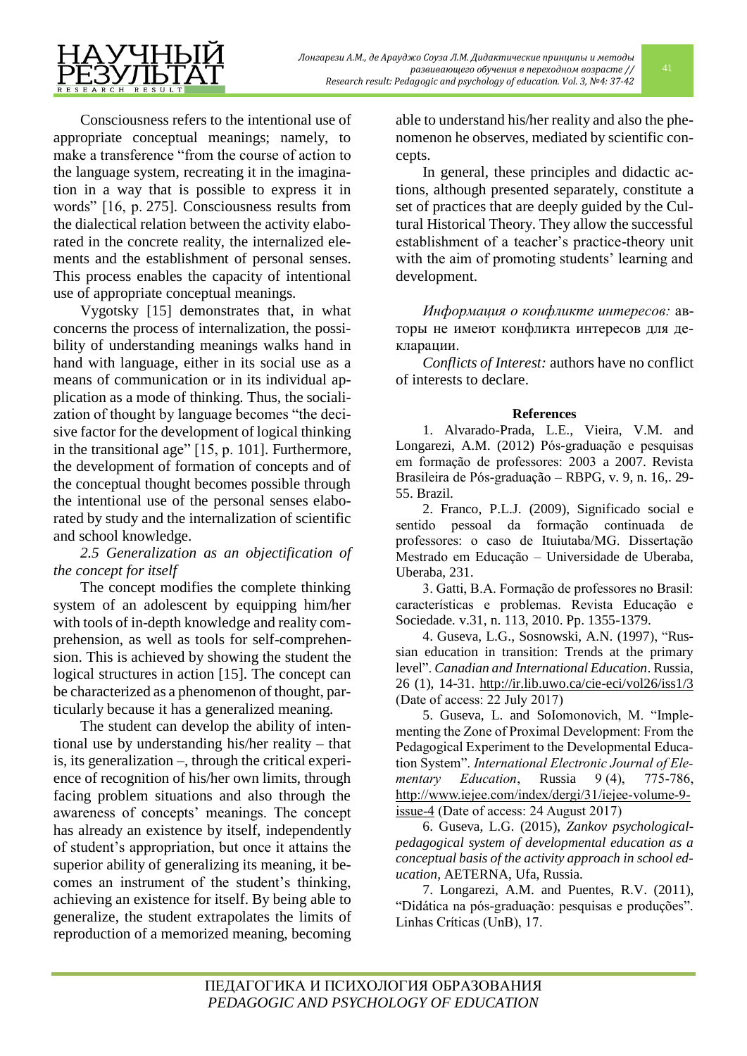Consciousness refers to the intentional use of appropriate conceptual meanings; namely, to make a transference "from the course of action to the language system, recreating it in the imagination in a way that is possible to express it in words" [16, p. 275]. Consciousness results from the dialectical relation between the activity elaborated in the concrete reality, the internalized elements and the establishment of personal senses. This process enables the capacity of intentional use of appropriate conceptual meanings.

Vygotsky [15] demonstrates that, in what concerns the process of internalization, the possibility of understanding meanings walks hand in hand with language, either in its social use as a means of communication or in its individual application as a mode of thinking. Thus, the socialization of thought by language becomes "the decisive factor for the development of logical thinking in the transitional age" [15, p. 101]. Furthermore, the development of formation of concepts and of the conceptual thought becomes possible through the intentional use of the personal senses elaborated by study and the internalization of scientific and school knowledge.

*2.5 Generalization as an objectification of the concept for itself*

The concept modifies the complete thinking system of an adolescent by equipping him/her with tools of in-depth knowledge and reality comprehension, as well as tools for self-comprehension. This is achieved by showing the student the logical structures in action [15]. The concept can be characterized as a phenomenon of thought, particularly because it has a generalized meaning.

The student can develop the ability of intentional use by understanding his/her reality – that is, its generalization –, through the critical experience of recognition of his/her own limits, through facing problem situations and also through the awareness of concepts' meanings. The concept has already an existence by itself, independently of student's appropriation, but once it attains the superior ability of generalizing its meaning, it becomes an instrument of the student's thinking, achieving an existence for itself. By being able to generalize, the student extrapolates the limits of reproduction of a memorized meaning, becoming able to understand his/her reality and also the phenomenon he observes, mediated by scientific concepts.

In general, these principles and didactic actions, although presented separately, constitute a set of practices that are deeply guided by the Cultural Historical Theory. They allow the successful establishment of a teacher's practice-theory unit with the aim of promoting students' learning and development.

*Информация о конфликте интересов:* авторы не имеют конфликта интересов для декларации.

*Conflicts of Interest:* authors have no conflict of interests to declare.

**References**

1. Alvarado-Prada, L.E., Vieira, V.M. and Longarezi, A.M. (2012) Pós-graduação e pesquisas em formação de professores: 2003 a 2007. Revista Brasileira de Pós-graduação – RBPG, v. 9, n. 16,. 29-55. Brazil.

2. Franco, P.L.J. (2009), Significado social e sentido pessoal da formação continuada de professores: o caso de Ituiutaba/MG. Dissertação Mestrado em Educação – Universidade de Uberaba, Uberaba, 231.

3. Gatti, B.A. Formação de professores no Brasil: características e problemas. Revista Educação e Sociedade. v.31, n. 113, 2010. Pp. 1355-1379.

4. Guseva, L.G., Sosnowski, A.N. (1997), "Russian education in transition: Trends at the primary level". *Canadian and International Education*. Russia, 26 (1), 14-31. http://ir.lib.uwo.ca/cie-eci/vol26/iss1/3 (Date of access: 22 July 2017)

5. Guseva, L. and Solomonovich, M. "Implementing the Zone of Proximal Development: From the Pedagogical Experiment to the Developmental Education System". *International Electronic Journal of Elementary Education*, Russia 9 (4), 775-786, http://www.iejee.com/index/dergi/31/iejee-volume-9-issue-4 (Date of access: 24 August 2017)

6. Guseva, L.G. (2015), *Zankov psychological-pedagogical system of developmental education as a conceptual basis of the activity approach in school education*, AETERNA, Ufa, Russia.

7. Longarezi, A.M. and Puentes, R.V. (2011), "Didática na pós-graduação: pesquisas e produções". Linhas Críticas (UnB), 17.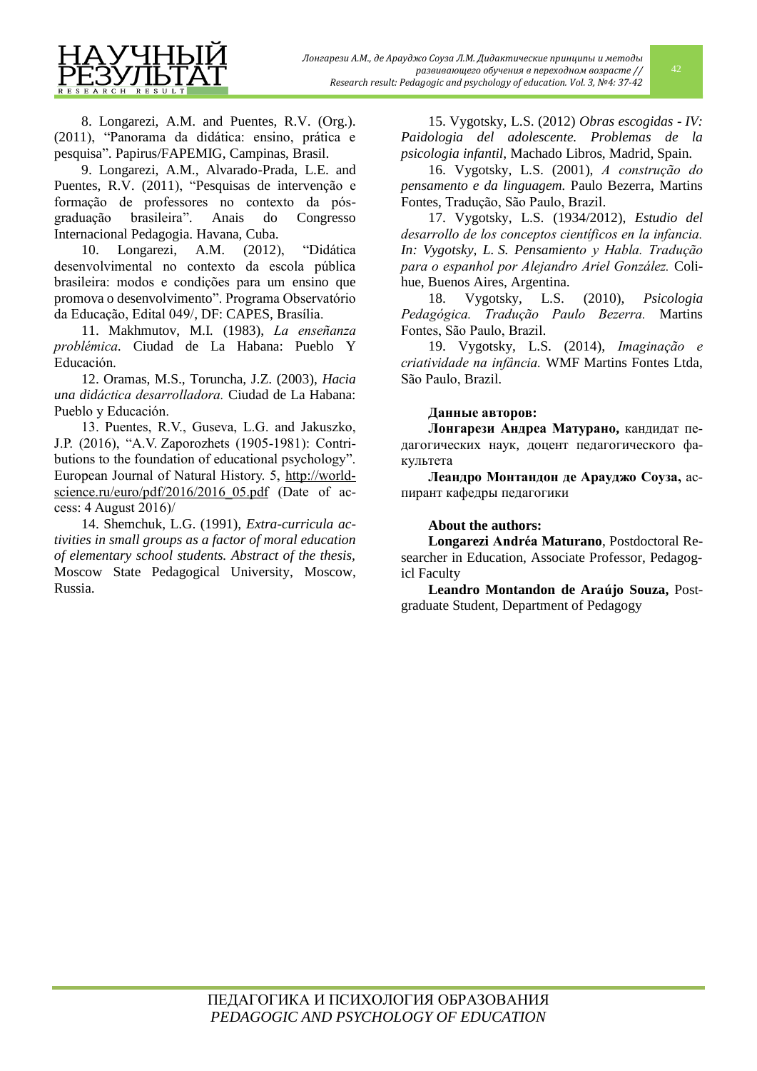8. Longarezi, A.M. and Puentes, R.V. (Org.). (2011), "Panorama da didática: ensino, prática e pesquisa". Papirus/FAPEMIG, Campinas, Brasil.

9. Longarezi, A.M., Alvarado-Prada, L.E. and Puentes, R.V. (2011), "Pesquisas de intervenção e formação de professores no contexto da pós-graduação brasileira". Anais do Congresso Internacional Pedagogia. Havana, Cuba.

10. Longarezi, A.M. (2012), "Didática desenvolvimental no contexto da escola pública brasileira: modos e condições para um ensino que promova o desenvolvimento". Programa Observatório da Educação, Edital 049/, DF: CAPES, Brasília.

11. Makhmutov, M.I. (1983), *La enseñanza problémica*. Ciudad de La Habana: Pueblo Y Educación.

12. Oramas, M.S., Toruncha, J.Z. (2003), *Hacia una didáctica desarrolladora.* Ciudad de La Habana: Pueblo y Educación.

13. Puentes, R.V., Guseva, L.G. and Jakuszko, J.P. (2016), "A.V. Zaporozhets (1905-1981): Contributions to the foundation of educational psychology". European Journal of Natural History. 5, http://world-science.ru/euro/pdf/2016/2016_05.pdf (Date of access: 4 August 2016)/

14. Shemchuk, L.G. (1991), *Extra-curricula activities in small groups as a factor of moral education of elementary school students. Abstract of the thesis,* Moscow State Pedagogical University, Moscow, Russia.

15. Vygotsky, L.S. (2012) *Obras escogidas - IV: Paidologia del adolescente. Problemas de la psicologia infantil*, Machado Libros, Madrid, Spain.

16. Vygotsky, L.S. (2001), *A construção do pensamento e da linguagem.* Paulo Bezerra, Martins Fontes, Tradução, São Paulo, Brazil.

17. Vygotsky, L.S. (1934/2012), *Estudio del desarrollo de los conceptos científicos en la infancia. In: Vygotsky, L. S. Pensamiento y Habla. Tradução para o espanhol por Alejandro Ariel González.* Colihue, Buenos Aires, Argentina.

18. Vygotsky, L.S. (2010), *Psicologia Pedagógica. Tradução Paulo Bezerra.* Martins Fontes, São Paulo, Brazil.

19. Vygotsky, L.S. (2014), *Imaginação e criatividade na infância.* WMF Martins Fontes Ltda, São Paulo, Brazil.

**Данные авторов:**

**Лонгарези Андреа Матурано,** кандидат педагогических наук, доцент педагогического факультета

**Леандро Монтандон де Арауджо Соуза,** аспирант кафедры педагогики

**About the authors:**

**Longarezi Andréa Maturano**, Postdoctoral Researcher in Education, Associate Professor, Pedagogicl Faculty

**Leandro Montandon de Araújo Souza,** Postgraduate Student, Department of Pedagogy